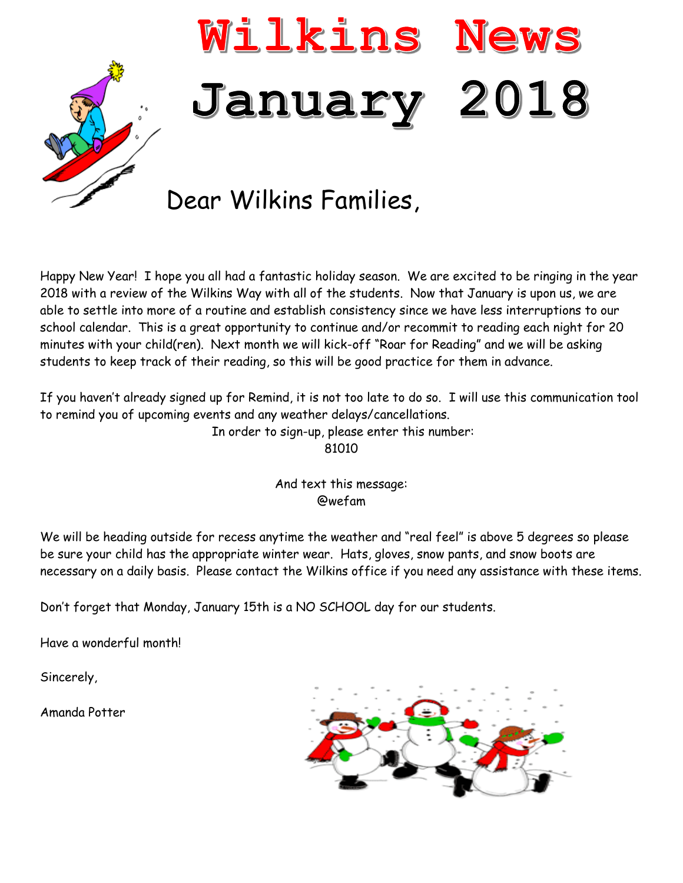# Wilkins News

# January 2018

Dear Wilkins Families,

Happy New Year! I hope you all had a fantastic holiday season. We are excited to be ringing in the year 2018 with a review of the Wilkins Way with all of the students. Now that January is upon us, we are able to settle into more of a routine and establish consistency since we have less interruptions to our school calendar. This is a great opportunity to continue and/or recommit to reading each night for 20 minutes with your child(ren). Next month we will kick-off "Roar for Reading" and we will be asking students to keep track of their reading, so this will be good practice for them in advance.

If you haven't already signed up for Remind, it is not too late to do so. I will use this communication tool to remind you of upcoming events and any weather delays/cancellations.

In order to sign-up, please enter this number:
81010

And text this message:
@wefam

We will be heading outside for recess anytime the weather and "real feel" is above 5 degrees so please be sure your child has the appropriate winter wear. Hats, gloves, snow pants, and snow boots are necessary on a daily basis. Please contact the Wilkins office if you need any assistance with these items.

Don't forget that Monday, January 15th is a NO SCHOOL day for our students.

Have a wonderful month!

Sincerely,

Amanda Potter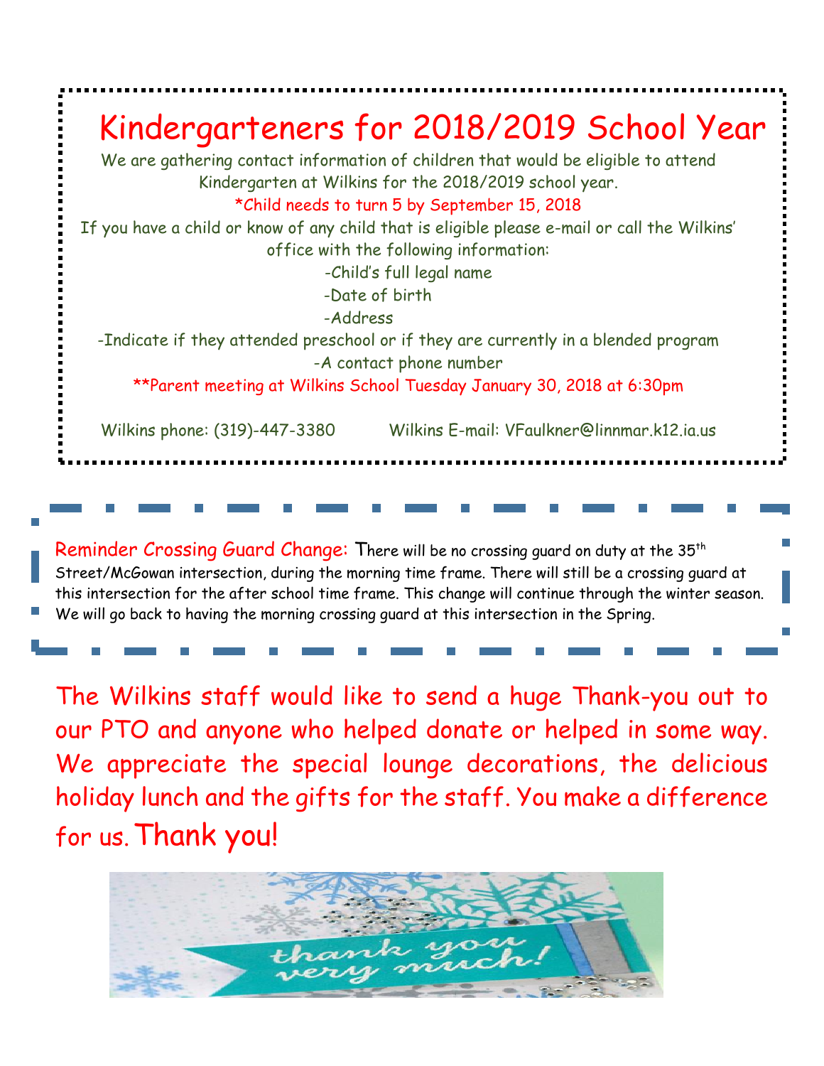# Kindergarteners for 2018/2019 School Year

We are gathering contact information of children that would be eligible to attend Kindergarten at Wilkins for the 2018/2019 school year.

*Child needs to turn 5 by September 15, 2018

If you have a child or know of any child that is eligible please e-mail or call the Wilkins' office with the following information:

-Child's full legal name
-Date of birth
-Address
-Indicate if they attended preschool or if they are currently in a blended program
-A contact phone number

**Parent meeting at Wilkins School Tuesday January 30, 2018 at 6:30pm

Wilkins phone: (319)-447-3380     Wilkins E-mail: VFaulkner@linnmar.k12.ia.us

Reminder Crossing Guard Change: There will be no crossing guard on duty at the 35th Street/McGowan intersection, during the morning time frame. There will still be a crossing guard at this intersection for the after school time frame. This change will continue through the winter season. We will go back to having the morning crossing guard at this intersection in the Spring.

The Wilkins staff would like to send a huge Thank-you out to our PTO and anyone who helped donate or helped in some way. We appreciate the special lounge decorations, the delicious holiday lunch and the gifts for the staff. You make a difference for us. Thank you!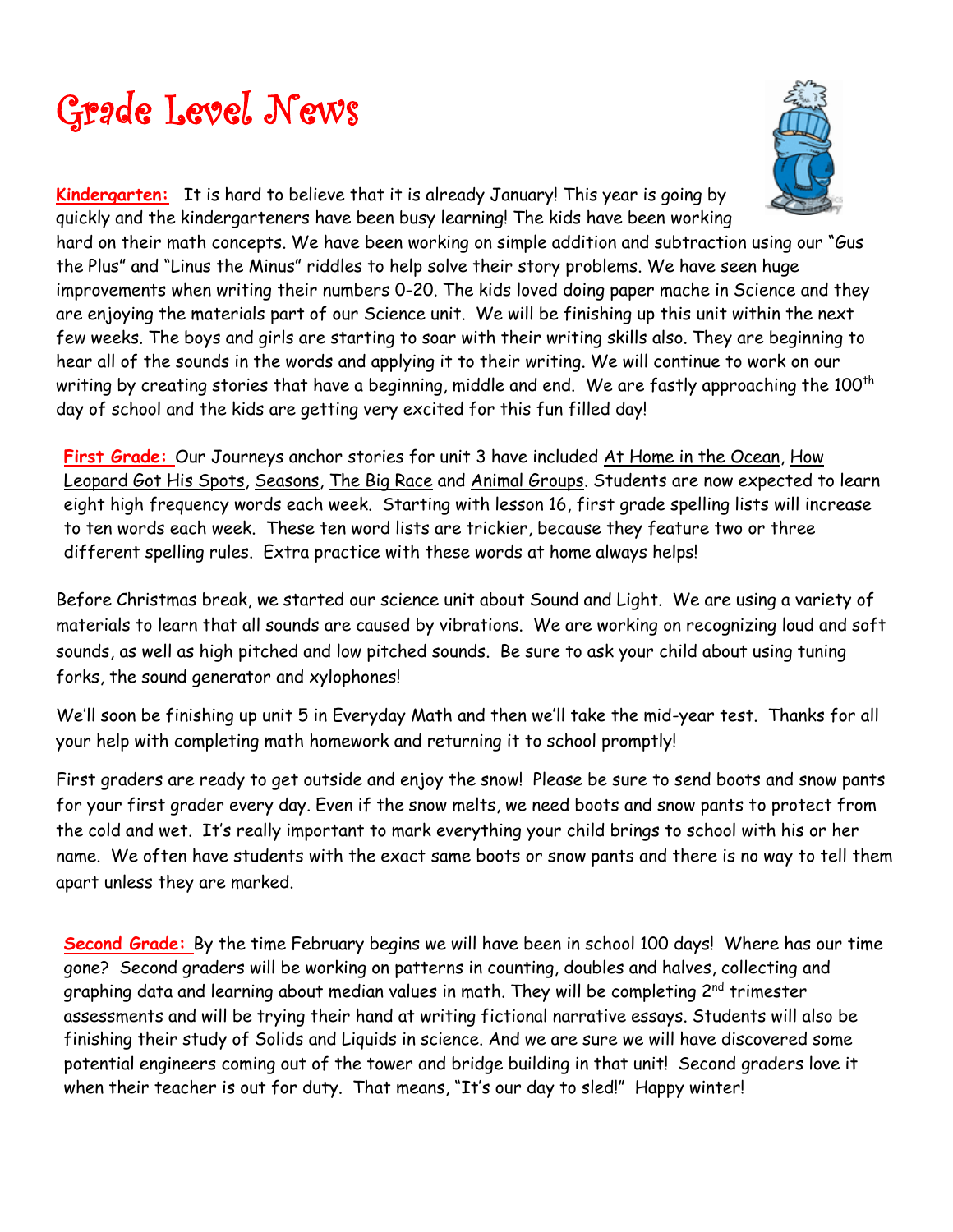# Grade Level News

**Kindergarten:** It is hard to believe that it is already January! This year is going by quickly and the kindergarteners have been busy learning! The kids have been working hard on their math concepts. We have been working on simple addition and subtraction using our "Gus the Plus" and "Linus the Minus" riddles to help solve their story problems. We have seen huge improvements when writing their numbers 0-20. The kids loved doing paper mache in Science and they are enjoying the materials part of our Science unit. We will be finishing up this unit within the next few weeks. The boys and girls are starting to soar with their writing skills also. They are beginning to hear all of the sounds in the words and applying it to their writing. We will continue to work on our writing by creating stories that have a beginning, middle and end. We are fastly approaching the 100th day of school and the kids are getting very excited for this fun filled day!

**First Grade:** Our Journeys anchor stories for unit 3 have included At Home in the Ocean, How Leopard Got His Spots, Seasons, The Big Race and Animal Groups. Students are now expected to learn eight high frequency words each week. Starting with lesson 16, first grade spelling lists will increase to ten words each week. These ten word lists are trickier, because they feature two or three different spelling rules. Extra practice with these words at home always helps!

Before Christmas break, we started our science unit about Sound and Light. We are using a variety of materials to learn that all sounds are caused by vibrations. We are working on recognizing loud and soft sounds, as well as high pitched and low pitched sounds. Be sure to ask your child about using tuning forks, the sound generator and xylophones!

We'll soon be finishing up unit 5 in Everyday Math and then we'll take the mid-year test. Thanks for all your help with completing math homework and returning it to school promptly!

First graders are ready to get outside and enjoy the snow! Please be sure to send boots and snow pants for your first grader every day. Even if the snow melts, we need boots and snow pants to protect from the cold and wet. It's really important to mark everything your child brings to school with his or her name. We often have students with the exact same boots or snow pants and there is no way to tell them apart unless they are marked.

**Second Grade:** By the time February begins we will have been in school 100 days! Where has our time gone? Second graders will be working on patterns in counting, doubles and halves, collecting and graphing data and learning about median values in math. They will be completing 2nd trimester assessments and will be trying their hand at writing fictional narrative essays. Students will also be finishing their study of Solids and Liquids in science. And we are sure we will have discovered some potential engineers coming out of the tower and bridge building in that unit! Second graders love it when their teacher is out for duty. That means, "It's our day to sled!" Happy winter!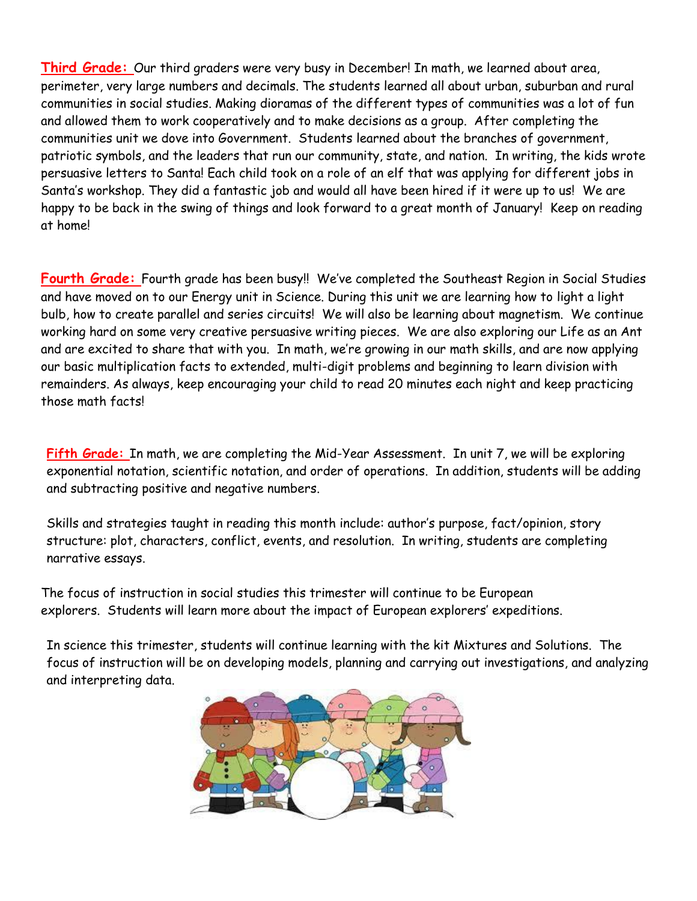**Third Grade:** Our third graders were very busy in December! In math, we learned about area, perimeter, very large numbers and decimals. The students learned all about urban, suburban and rural communities in social studies. Making dioramas of the different types of communities was a lot of fun and allowed them to work cooperatively and to make decisions as a group. After completing the communities unit we dove into Government. Students learned about the branches of government, patriotic symbols, and the leaders that run our community, state, and nation. In writing, the kids wrote persuasive letters to Santa! Each child took on a role of an elf that was applying for different jobs in Santa's workshop. They did a fantastic job and would all have been hired if it were up to us! We are happy to be back in the swing of things and look forward to a great month of January! Keep on reading at home!

**Fourth Grade:** Fourth grade has been busy!! We've completed the Southeast Region in Social Studies and have moved on to our Energy unit in Science. During this unit we are learning how to light a light bulb, how to create parallel and series circuits! We will also be learning about magnetism. We continue working hard on some very creative persuasive writing pieces. We are also exploring our Life as an Ant and are excited to share that with you. In math, we're growing in our math skills, and are now applying our basic multiplication facts to extended, multi-digit problems and beginning to learn division with remainders. As always, keep encouraging your child to read 20 minutes each night and keep practicing those math facts!

**Fifth Grade:** In math, we are completing the Mid-Year Assessment. In unit 7, we will be exploring exponential notation, scientific notation, and order of operations. In addition, students will be adding and subtracting positive and negative numbers.

Skills and strategies taught in reading this month include: author's purpose, fact/opinion, story structure: plot, characters, conflict, events, and resolution. In writing, students are completing narrative essays.

The focus of instruction in social studies this trimester will continue to be European explorers. Students will learn more about the impact of European explorers' expeditions.

In science this trimester, students will continue learning with the kit Mixtures and Solutions. The focus of instruction will be on developing models, planning and carrying out investigations, and analyzing and interpreting data.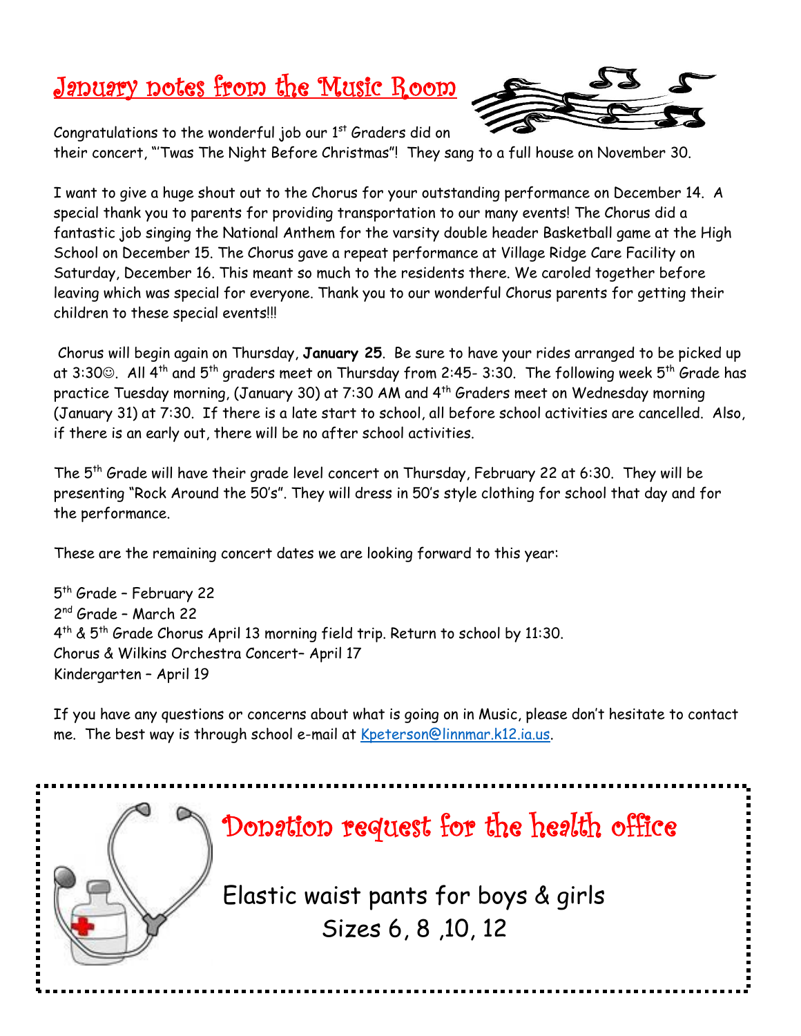## January notes from the Music Room

Congratulations to the wonderful job our 1st Graders did on their concert, "'Twas The Night Before Christmas"! They sang to a full house on November 30.

I want to give a huge shout out to the Chorus for your outstanding performance on December 14. A special thank you to parents for providing transportation to our many events! The Chorus did a fantastic job singing the National Anthem for the varsity double header Basketball game at the High School on December 15. The Chorus gave a repeat performance at Village Ridge Care Facility on Saturday, December 16. This meant so much to the residents there. We caroled together before leaving which was special for everyone. Thank you to our wonderful Chorus parents for getting their children to these special events!!!

Chorus will begin again on Thursday, **January 25**. Be sure to have your rides arranged to be picked up at 3:30☺. All 4th and 5th graders meet on Thursday from 2:45- 3:30. The following week 5th Grade has practice Tuesday morning, (January 30) at 7:30 AM and 4th Graders meet on Wednesday morning (January 31) at 7:30. If there is a late start to school, all before school activities are cancelled. Also, if there is an early out, there will be no after school activities.

The 5th Grade will have their grade level concert on Thursday, February 22 at 6:30. They will be presenting "Rock Around the 50's". They will dress in 50's style clothing for school that day and for the performance.

These are the remaining concert dates we are looking forward to this year:

5th Grade – February 22
2nd Grade – March 22
4th & 5th Grade Chorus April 13 morning field trip. Return to school by 11:30.
Chorus & Wilkins Orchestra Concert– April 17
Kindergarten – April 19

If you have any questions or concerns about what is going on in Music, please don't hesitate to contact me. The best way is through school e-mail at Kpeterson@linnmar.k12.ia.us.

## Donation request for the health office

Elastic waist pants for boys & girls
Sizes 6, 8 ,10, 12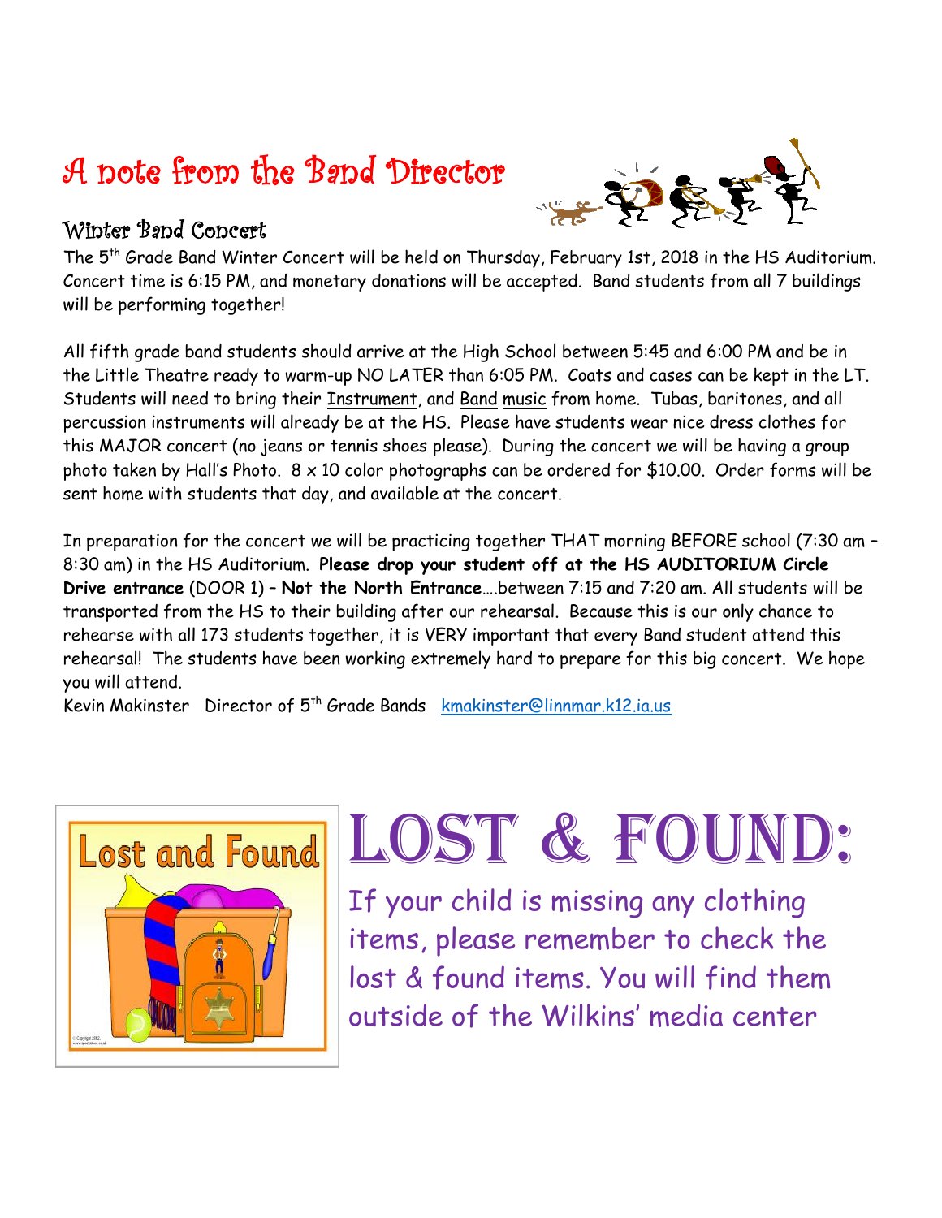# A note from the Band Director

## Winter Band Concert

The 5th Grade Band Winter Concert will be held on Thursday, February 1st, 2018 in the HS Auditorium. Concert time is 6:15 PM, and monetary donations will be accepted. Band students from all 7 buildings will be performing together!

All fifth grade band students should arrive at the High School between 5:45 and 6:00 PM and be in the Little Theatre ready to warm-up NO LATER than 6:05 PM. Coats and cases can be kept in the LT. Students will need to bring their Instrument, and Band music from home. Tubas, baritones, and all percussion instruments will already be at the HS. Please have students wear nice dress clothes for this MAJOR concert (no jeans or tennis shoes please). During the concert we will be having a group photo taken by Hall's Photo. 8 x 10 color photographs can be ordered for $10.00. Order forms will be sent home with students that day, and available at the concert.

In preparation for the concert we will be practicing together THAT morning BEFORE school (7:30 am – 8:30 am) in the HS Auditorium. **Please drop your student off at the HS AUDITORIUM Circle Drive entrance** (DOOR 1) – **Not the North Entrance**….between 7:15 and 7:20 am. All students will be transported from the HS to their building after our rehearsal. Because this is our only chance to rehearse with all 173 students together, it is VERY important that every Band student attend this rehearsal! The students have been working extremely hard to prepare for this big concert. We hope you will attend.

Kevin Makinster Director of 5th Grade Bands kmakinster@linnmar.k12.ia.us

# LOST & FOUND:

If your child is missing any clothing items, please remember to check the lost & found items. You will find them outside of the Wilkins' media center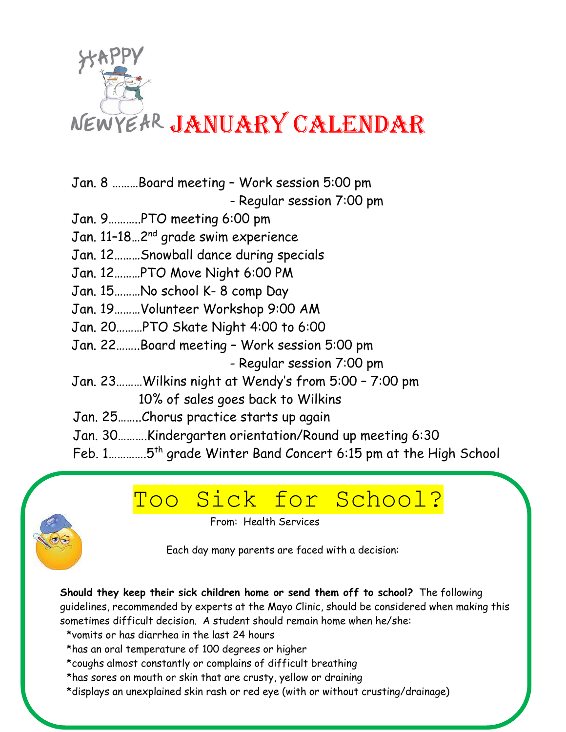HAPPY NEW YEAR

# JANUARY CALENDAR

Jan. 8 ………Board meeting – Work session 5:00 pm
- Regular session 7:00 pm

Jan. 9………..PTO meeting 6:00 pm

Jan. 11–18…2nd grade swim experience

Jan. 12………Snowball dance during specials

Jan. 12………PTO Move Night 6:00 PM

Jan. 15………No school K- 8 comp Day

Jan. 19………Volunteer Workshop 9:00 AM

Jan. 20………PTO Skate Night 4:00 to 6:00

Jan. 22……..Board meeting – Work session 5:00 pm
- Regular session 7:00 pm

Jan. 23………Wilkins night at Wendy's from 5:00 – 7:00 pm
10% of sales goes back to Wilkins

Jan. 25……..Chorus practice starts up again

Jan. 30……….Kindergarten orientation/Round up meeting 6:30

Feb. 1………….5th grade Winter Band Concert 6:15 pm at the High School

## Too Sick for School?

From: Health Services

Each day many parents are faced with a decision:

**Should they keep their sick children home or send them off to school?** The following guidelines, recommended by experts at the Mayo Clinic, should be considered when making this sometimes difficult decision. A student should remain home when he/she:

*vomits or has diarrhea in the last 24 hours
*has an oral temperature of 100 degrees or higher
*coughs almost constantly or complains of difficult breathing
*has sores on mouth or skin that are crusty, yellow or draining
*displays an unexplained skin rash or red eye (with or without crusting/drainage)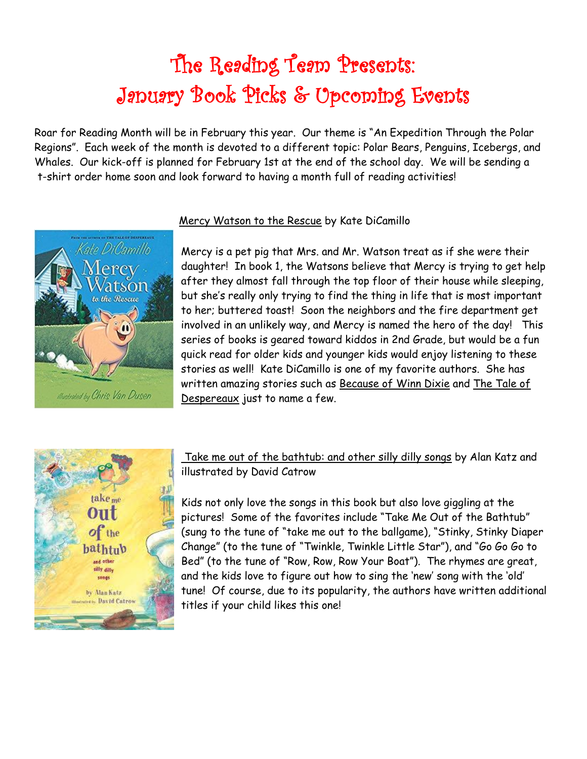# The Reading Team Presents:
# January Book Picks & Upcoming Events

Roar for Reading Month will be in February this year. Our theme is "An Expedition Through the Polar Regions". Each week of the month is devoted to a different topic: Polar Bears, Penguins, Icebergs, and Whales. Our kick-off is planned for February 1st at the end of the school day. We will be sending a t-shirt order home soon and look forward to having a month full of reading activities!

Mercy Watson to the Rescue by Kate DiCamillo

Mercy is a pet pig that Mrs. and Mr. Watson treat as if she were their daughter! In book 1, the Watsons believe that Mercy is trying to get help after they almost fall through the top floor of their house while sleeping, but she's really only trying to find the thing in life that is most important to her; buttered toast! Soon the neighbors and the fire department get involved in an unlikely way, and Mercy is named the hero of the day! This series of books is geared toward kiddos in 2nd Grade, but would be a fun quick read for older kids and younger kids would enjoy listening to these stories as well! Kate DiCamillo is one of my favorite authors. She has written amazing stories such as Because of Winn Dixie and The Tale of Despereaux just to name a few.

Take me out of the bathtub: and other silly dilly songs by Alan Katz and illustrated by David Catrow

Kids not only love the songs in this book but also love giggling at the pictures! Some of the favorites include "Take Me Out of the Bathtub" (sung to the tune of "take me out to the ballgame), "Stinky, Stinky Diaper Change" (to the tune of "Twinkle, Twinkle Little Star"), and "Go Go Go to Bed" (to the tune of "Row, Row, Row Your Boat"). The rhymes are great, and the kids love to figure out how to sing the 'new' song with the 'old' tune! Of course, due to its popularity, the authors have written additional titles if your child likes this one!